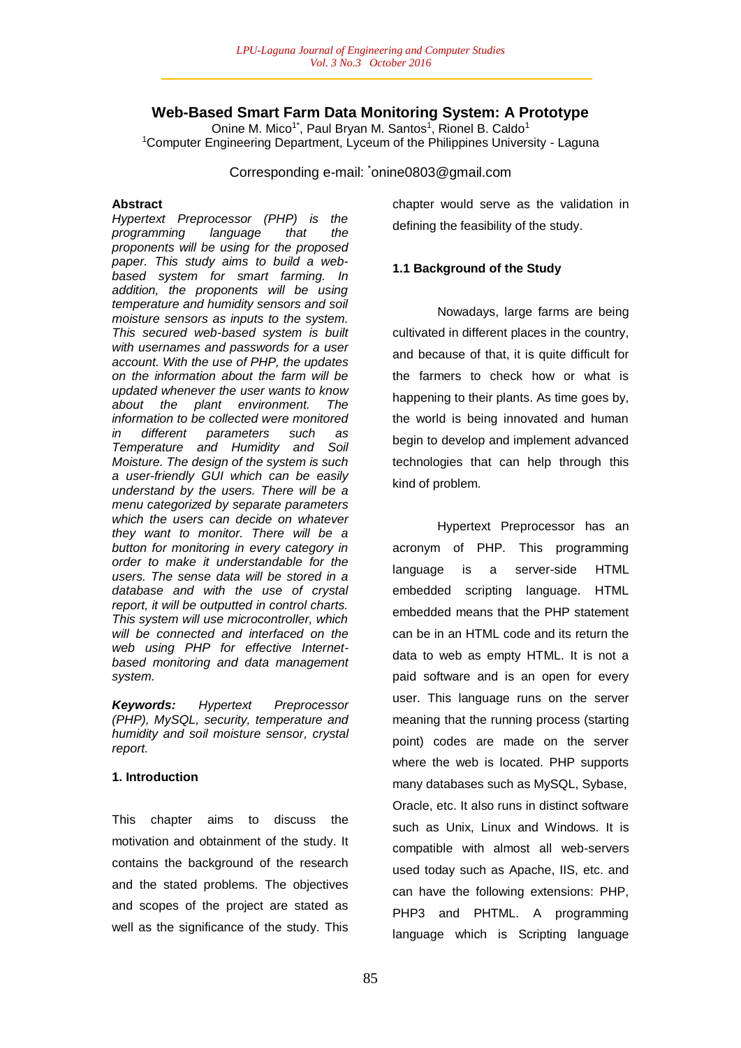# Web-Based Smart Farm Data Monitoring System: A Prototype

Onine M. Mico[1*], Paul Bryan M. Santos[1], Rionel B. Caldo[1]

[1]Computer Engineering Department, Lyceum of the Philippines University - Laguna

Corresponding e-mail: [*]onine0803@gmail.com

**Abstract**

*Hypertext Preprocessor (PHP) is the programming language that the proponents will be using for the proposed paper. This study aims to build a web-based system for smart farming. In addition, the proponents will be using temperature and humidity sensors and soil moisture sensors as inputs to the system. This secured web-based system is built with usernames and passwords for a user account. With the use of PHP, the updates on the information about the farm will be updated whenever the user wants to know about the plant environment. The information to be collected were monitored in different parameters such as Temperature and Humidity and Soil Moisture. The design of the system is such a user-friendly GUI which can be easily understand by the users. There will be a menu categorized by separate parameters which the users can decide on whatever they want to monitor. There will be a button for monitoring in every category in order to make it understandable for the users. The sense data will be stored in a database and with the use of crystal report, it will be outputted in control charts. This system will use microcontroller, which will be connected and interfaced on the web using PHP for effective Internet-based monitoring and data management system.*

***Keywords:*** *Hypertext Preprocessor (PHP), MySQL, security, temperature and humidity and soil moisture sensor, crystal report.*

**1. Introduction**

This chapter aims to discuss the motivation and obtainment of the study. It contains the background of the research and the stated problems. The objectives and scopes of the project are stated as well as the significance of the study. This chapter would serve as the validation in defining the feasibility of the study.

**1.1 Background of the Study**

Nowadays, large farms are being cultivated in different places in the country, and because of that, it is quite difficult for the farmers to check how or what is happening to their plants. As time goes by, the world is being innovated and human begin to develop and implement advanced technologies that can help through this kind of problem.

Hypertext Preprocessor has an acronym of PHP. This programming language is a server-side HTML embedded scripting language. HTML embedded means that the PHP statement can be in an HTML code and its return the data to web as empty HTML. It is not a paid software and is an open for every user. This language runs on the server meaning that the running process (starting point) codes are made on the server where the web is located. PHP supports many databases such as MySQL, Sybase, Oracle, etc. It also runs in distinct software such as Unix, Linux and Windows. It is compatible with almost all web-servers used today such as Apache, IIS, etc. and can have the following extensions: PHP, PHP3 and PHTML. A programming language which is Scripting language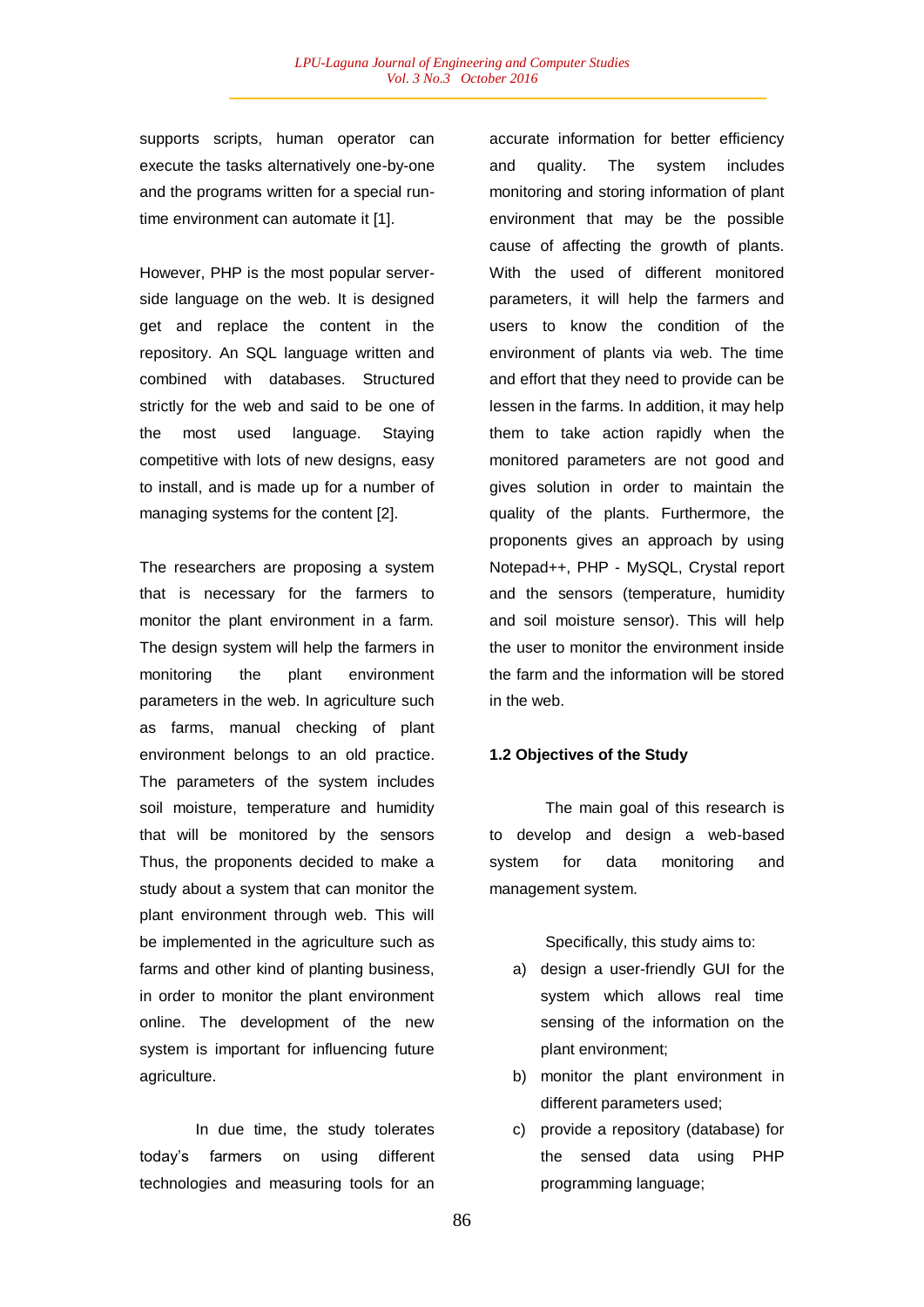supports scripts, human operator can execute the tasks alternatively one-by-one and the programs written for a special run-time environment can automate it [1].

However, PHP is the most popular server-side language on the web. It is designed get and replace the content in the repository. An SQL language written and combined with databases. Structured strictly for the web and said to be one of the most used language. Staying competitive with lots of new designs, easy to install, and is made up for a number of managing systems for the content [2].

The researchers are proposing a system that is necessary for the farmers to monitor the plant environment in a farm. The design system will help the farmers in monitoring the plant environment parameters in the web. In agriculture such as farms, manual checking of plant environment belongs to an old practice. The parameters of the system includes soil moisture, temperature and humidity that will be monitored by the sensors Thus, the proponents decided to make a study about a system that can monitor the plant environment through web. This will be implemented in the agriculture such as farms and other kind of planting business, in order to monitor the plant environment online. The development of the new system is important for influencing future agriculture.

In due time, the study tolerates today's farmers on using different technologies and measuring tools for an accurate information for better efficiency and quality. The system includes monitoring and storing information of plant environment that may be the possible cause of affecting the growth of plants. With the used of different monitored parameters, it will help the farmers and users to know the condition of the environment of plants via web. The time and effort that they need to provide can be lessen in the farms. In addition, it may help them to take action rapidly when the monitored parameters are not good and gives solution in order to maintain the quality of the plants. Furthermore, the proponents gives an approach by using Notepad++, PHP - MySQL, Crystal report and the sensors (temperature, humidity and soil moisture sensor). This will help the user to monitor the environment inside the farm and the information will be stored in the web.

### 1.2 Objectives of the Study

The main goal of this research is to develop and design a web-based system for data monitoring and management system.

Specifically, this study aims to:

a) design a user-friendly GUI for the system which allows real time sensing of the information on the plant environment;
b) monitor the plant environment in different parameters used;
c) provide a repository (database) for the sensed data using PHP programming language;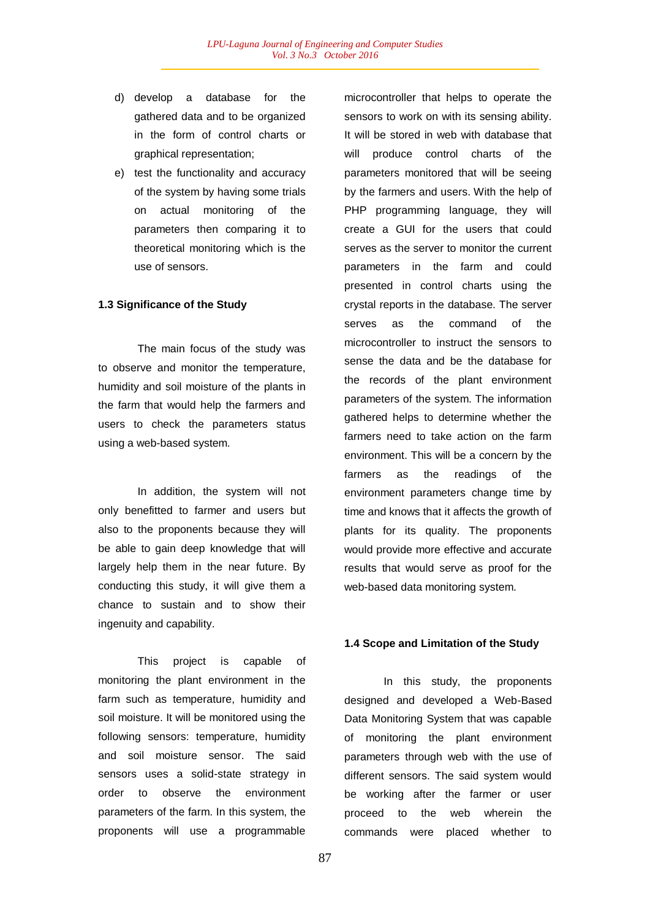d) develop a database for the gathered data and to be organized in the form of control charts or graphical representation;

e) test the functionality and accuracy of the system by having some trials on actual monitoring of the parameters then comparing it to theoretical monitoring which is the use of sensors.

### 1.3 Significance of the Study

The main focus of the study was to observe and monitor the temperature, humidity and soil moisture of the plants in the farm that would help the farmers and users to check the parameters status using a web-based system.

In addition, the system will not only benefitted to farmer and users but also to the proponents because they will be able to gain deep knowledge that will largely help them in the near future. By conducting this study, it will give them a chance to sustain and to show their ingenuity and capability.

This project is capable of monitoring the plant environment in the farm such as temperature, humidity and soil moisture. It will be monitored using the following sensors: temperature, humidity and soil moisture sensor. The said sensors uses a solid-state strategy in order to observe the environment parameters of the farm. In this system, the proponents will use a programmable microcontroller that helps to operate the sensors to work on with its sensing ability. It will be stored in web with database that will produce control charts of the parameters monitored that will be seeing by the farmers and users. With the help of PHP programming language, they will create a GUI for the users that could serves as the server to monitor the current parameters in the farm and could presented in control charts using the crystal reports in the database. The server serves as the command of the microcontroller to instruct the sensors to sense the data and be the database for the records of the plant environment parameters of the system. The information gathered helps to determine whether the farmers need to take action on the farm environment. This will be a concern by the farmers as the readings of the environment parameters change time by time and knows that it affects the growth of plants for its quality. The proponents would provide more effective and accurate results that would serve as proof for the web-based data monitoring system.

### 1.4 Scope and Limitation of the Study

In this study, the proponents designed and developed a Web-Based Data Monitoring System that was capable of monitoring the plant environment parameters through web with the use of different sensors. The said system would be working after the farmer or user proceed to the web wherein the commands were placed whether to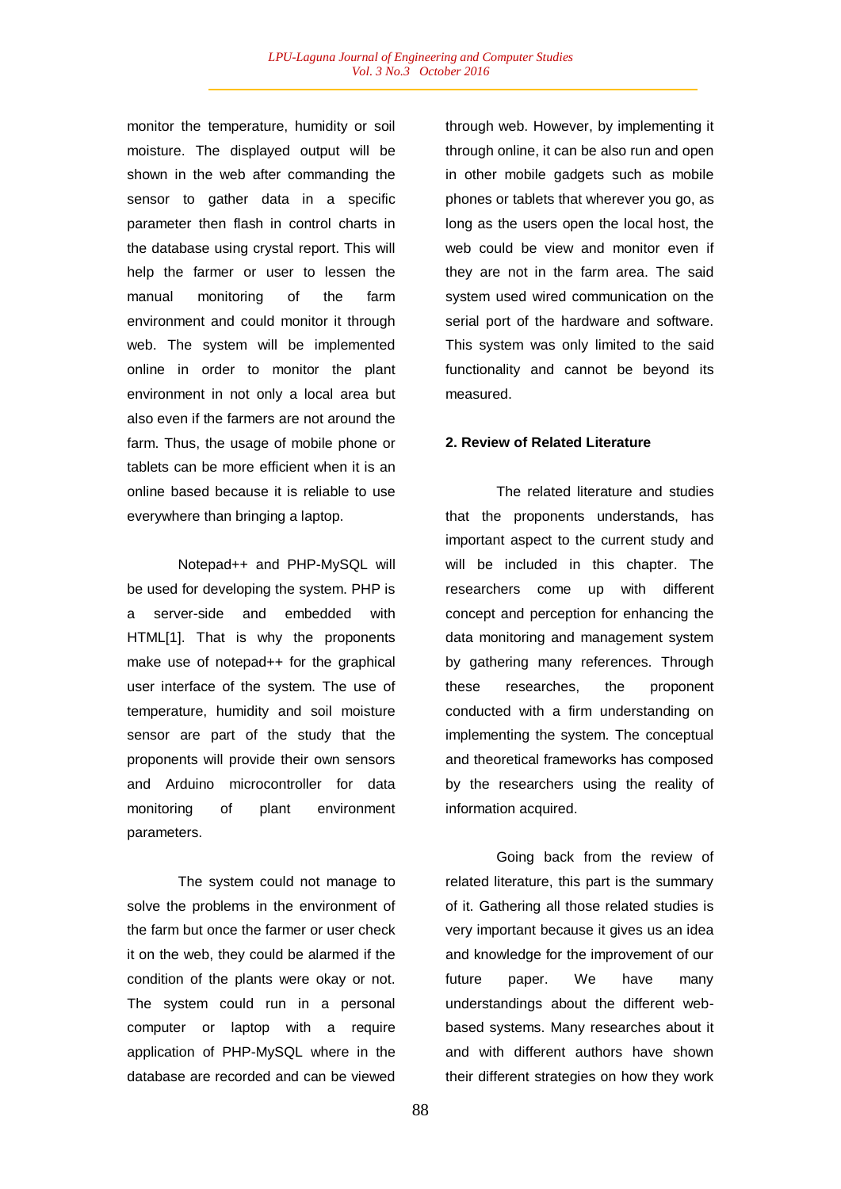monitor the temperature, humidity or soil moisture. The displayed output will be shown in the web after commanding the sensor to gather data in a specific parameter then flash in control charts in the database using crystal report. This will help the farmer or user to lessen the manual monitoring of the farm environment and could monitor it through web. The system will be implemented online in order to monitor the plant environment in not only a local area but also even if the farmers are not around the farm. Thus, the usage of mobile phone or tablets can be more efficient when it is an online based because it is reliable to use everywhere than bringing a laptop.

Notepad++ and PHP-MySQL will be used for developing the system. PHP is a server-side and embedded with HTML[1]. That is why the proponents make use of notepad++ for the graphical user interface of the system. The use of temperature, humidity and soil moisture sensor are part of the study that the proponents will provide their own sensors and Arduino microcontroller for data monitoring of plant environment parameters.

The system could not manage to solve the problems in the environment of the farm but once the farmer or user check it on the web, they could be alarmed if the condition of the plants were okay or not. The system could run in a personal computer or laptop with a require application of PHP-MySQL where in the database are recorded and can be viewed through web. However, by implementing it through online, it can be also run and open in other mobile gadgets such as mobile phones or tablets that wherever you go, as long as the users open the local host, the web could be view and monitor even if they are not in the farm area. The said system used wired communication on the serial port of the hardware and software. This system was only limited to the said functionality and cannot be beyond its measured.

## 2. Review of Related Literature

The related literature and studies that the proponents understands, has important aspect to the current study and will be included in this chapter. The researchers come up with different concept and perception for enhancing the data monitoring and management system by gathering many references. Through these researches, the proponent conducted with a firm understanding on implementing the system. The conceptual and theoretical frameworks has composed by the researchers using the reality of information acquired.

Going back from the review of related literature, this part is the summary of it. Gathering all those related studies is very important because it gives us an idea and knowledge for the improvement of our future paper. We have many understandings about the different web-based systems. Many researches about it and with different authors have shown their different strategies on how they work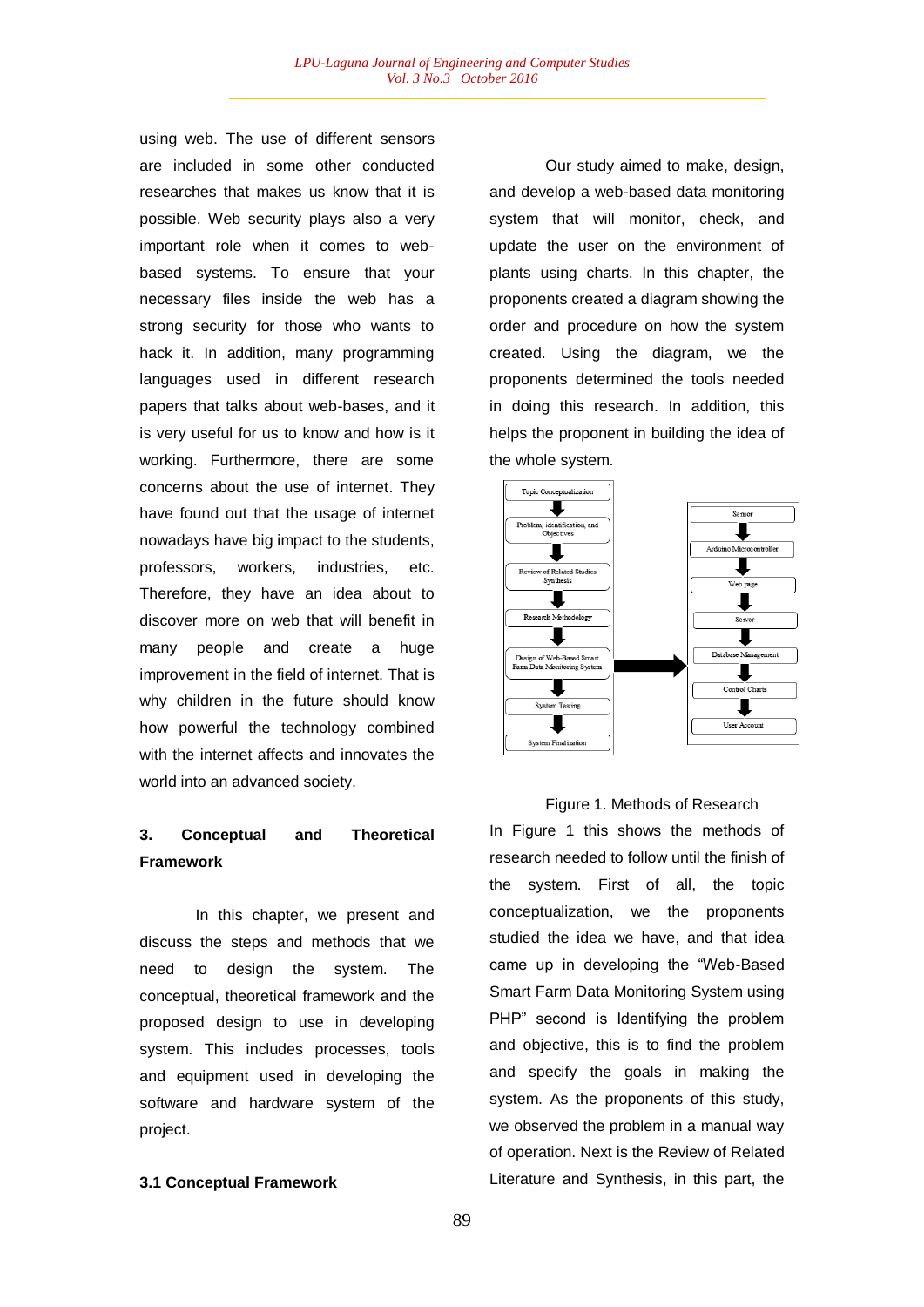using web. The use of different sensors are included in some other conducted researches that makes us know that it is possible. Web security plays also a very important role when it comes to web-based systems. To ensure that your necessary files inside the web has a strong security for those who wants to hack it. In addition, many programming languages used in different research papers that talks about web-bases, and it is very useful for us to know and how is it working. Furthermore, there are some concerns about the use of internet. They have found out that the usage of internet nowadays have big impact to the students, professors, workers, industries, etc. Therefore, they have an idea about to discover more on web that will benefit in many people and create a huge improvement in the field of internet. That is why children in the future should know how powerful the technology combined with the internet affects and innovates the world into an advanced society.

## 3. Conceptual and Theoretical Framework

In this chapter, we present and discuss the steps and methods that we need to design the system. The conceptual, theoretical framework and the proposed design to use in developing system. This includes processes, tools and equipment used in developing the software and hardware system of the project.

### 3.1 Conceptual Framework

Our study aimed to make, design, and develop a web-based data monitoring system that will monitor, check, and update the user on the environment of plants using charts. In this chapter, the proponents created a diagram showing the order and procedure on how the system created. Using the diagram, we the proponents determined the tools needed in doing this research. In addition, this helps the proponent in building the idea of the whole system.

Topic Conceptualization → Problem, identification, and Objectives → Review of Related Studies Synthesis → Research Methodology → Design of Web-Based Smart Farm Data Monitoring System → System Testing → System Finalization

Design of Web-Based Smart Farm Data Monitoring System → Sensor → Arduino Microcontroller → Web page → Server → Database Management → Control Charts → User Account

Figure 1. Methods of Research

In Figure 1 this shows the methods of research needed to follow until the finish of the system. First of all, the topic conceptualization, we the proponents studied the idea we have, and that idea came up in developing the "Web-Based Smart Farm Data Monitoring System using PHP" second is Identifying the problem and objective, this is to find the problem and specify the goals in making the system. As the proponents of this study, we observed the problem in a manual way of operation. Next is the Review of Related Literature and Synthesis, in this part, the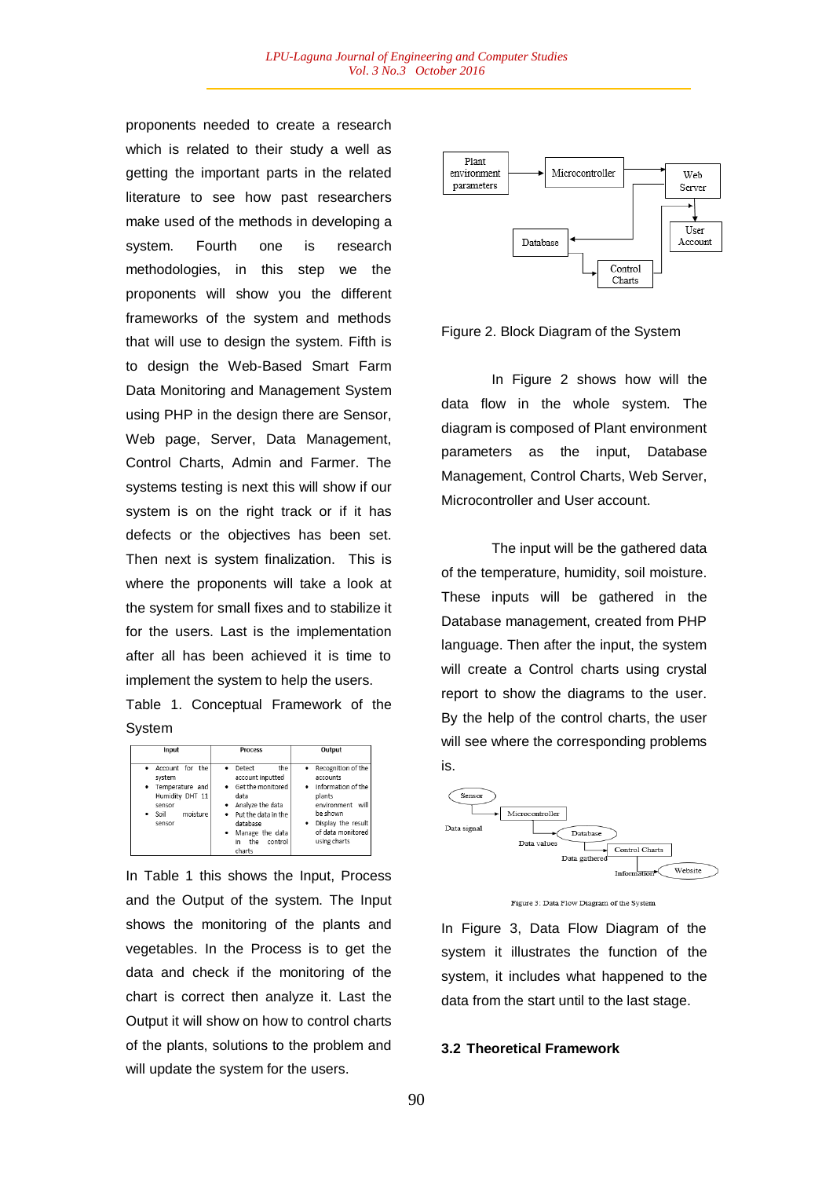proponents needed to create a research which is related to their study a well as getting the important parts in the related literature to see how past researchers make used of the methods in developing a system. Fourth one is research methodologies, in this step we the proponents will show you the different frameworks of the system and methods that will use to design the system. Fifth is to design the Web-Based Smart Farm Data Monitoring and Management System using PHP in the design there are Sensor, Web page, Server, Data Management, Control Charts, Admin and Farmer. The systems testing is next this will show if our system is on the right track or if it has defects or the objectives has been set. Then next is system finalization. This is where the proponents will take a look at the system for small fixes and to stabilize it for the users. Last is the implementation after all has been achieved it is time to implement the system to help the users.

Table 1. Conceptual Framework of the System

| Input | Process | Output |
|---|---|---|
| • Account for the system<br>• Temperature and Humidity DHT 11 sensor<br>• Soil moisture sensor | • Detect the account inputted<br>• Get the monitored data<br>• Analyze the data<br>• Put the data in the database<br>• Manage the data in the control charts | • Recognition of the accounts<br>• Information of the plants environment will be shown<br>• Display the result of data monitored using charts |

In Table 1 this shows the Input, Process and the Output of the system. The Input shows the monitoring of the plants and vegetables. In the Process is to get the data and check if the monitoring of the chart is correct then analyze it. Last the Output it will show on how to control charts of the plants, solutions to the problem and will update the system for the users.

Figure 2. Block Diagram of the System

In Figure 2 shows how will the data flow in the whole system. The diagram is composed of Plant environment parameters as the input, Database Management, Control Charts, Web Server, Microcontroller and User account.

The input will be the gathered data of the temperature, humidity, soil moisture. These inputs will be gathered in the Database management, created from PHP language. Then after the input, the system will create a Control charts using crystal report to show the diagrams to the user. By the help of the control charts, the user will see where the corresponding problems is.

Figure 3: Data Flow Diagram of the System

In Figure 3, Data Flow Diagram of the system it illustrates the function of the system, it includes what happened to the data from the start until to the last stage.

## 3.2 Theoretical Framework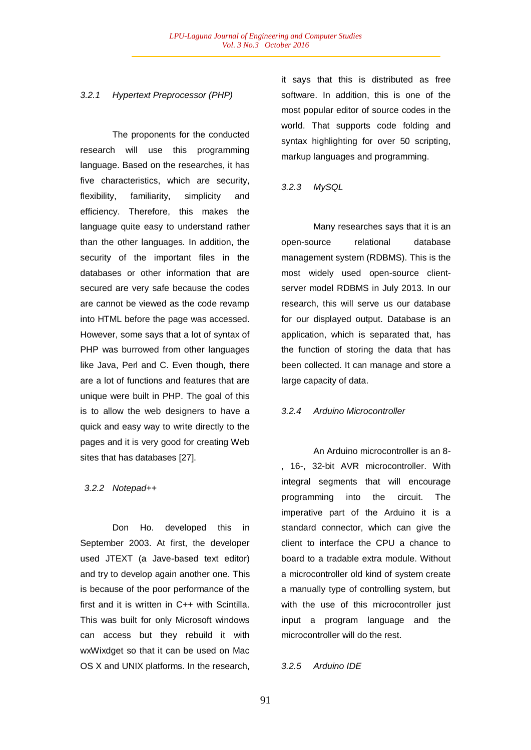#### *3.2.1 Hypertext Preprocessor (PHP)*

The proponents for the conducted research will use this programming language. Based on the researches, it has five characteristics, which are security, flexibility, familiarity, simplicity and efficiency. Therefore, this makes the language quite easy to understand rather than the other languages. In addition, the security of the important files in the databases or other information that are secured are very safe because the codes are cannot be viewed as the code revamp into HTML before the page was accessed. However, some says that a lot of syntax of PHP was burrowed from other languages like Java, Perl and C. Even though, there are a lot of functions and features that are unique were built in PHP. The goal of this is to allow the web designers to have a quick and easy way to write directly to the pages and it is very good for creating Web sites that has databases [27].

#### *3.2.2 Notepad++*

Don Ho. developed this in September 2003. At first, the developer used JTEXT (a Jave-based text editor) and try to develop again another one. This is because of the poor performance of the first and it is written in C++ with Scintilla. This was built for only Microsoft windows can access but they rebuild it with wxWixdget so that it can be used on Mac OS X and UNIX platforms. In the research, it says that this is distributed as free software. In addition, this is one of the most popular editor of source codes in the world. That supports code folding and syntax highlighting for over 50 scripting, markup languages and programming.

#### *3.2.3 MySQL*

Many researches says that it is an open-source relational database management system (RDBMS). This is the most widely used open-source client-server model RDBMS in July 2013. In our research, this will serve us our database for our displayed output. Database is an application, which is separated that, has the function of storing the data that has been collected. It can manage and store a large capacity of data.

#### *3.2.4 Arduino Microcontroller*

An Arduino microcontroller is an 8-, 16-, 32-bit AVR microcontroller. With integral segments that will encourage programming into the circuit. The imperative part of the Arduino it is a standard connector, which can give the client to interface the CPU a chance to board to a tradable extra module. Without a microcontroller old kind of system create a manually type of controlling system, but with the use of this microcontroller just input a program language and the microcontroller will do the rest.

#### *3.2.5 Arduino IDE*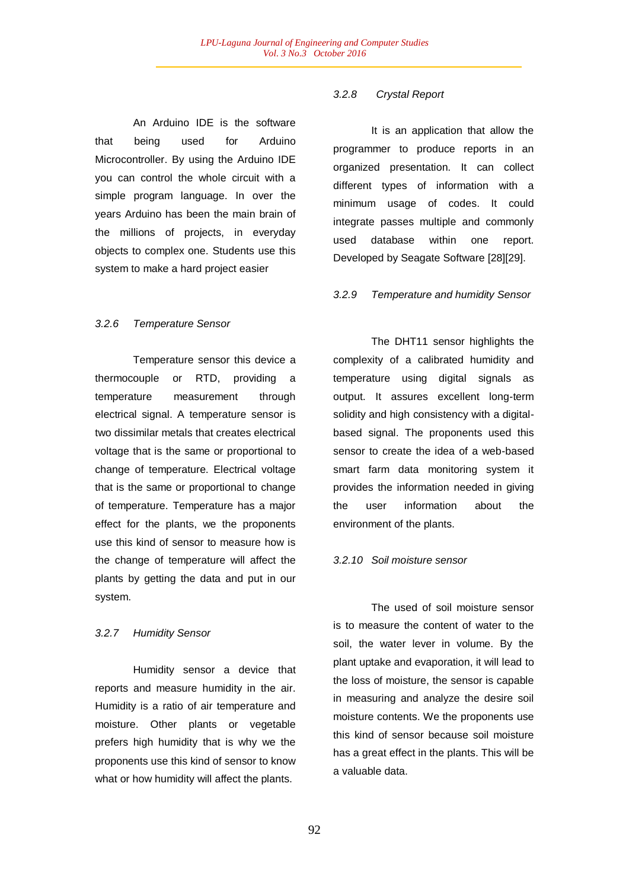An Arduino IDE is the software that being used for Arduino Microcontroller. By using the Arduino IDE you can control the whole circuit with a simple program language. In over the years Arduino has been the main brain of the millions of projects, in everyday objects to complex one. Students use this system to make a hard project easier

### *3.2.6 Temperature Sensor*

Temperature sensor this device a thermocouple or RTD, providing a temperature measurement through electrical signal. A temperature sensor is two dissimilar metals that creates electrical voltage that is the same or proportional to change of temperature. Electrical voltage that is the same or proportional to change of temperature. Temperature has a major effect for the plants, we the proponents use this kind of sensor to measure how is the change of temperature will affect the plants by getting the data and put in our system.

### *3.2.7 Humidity Sensor*

Humidity sensor a device that reports and measure humidity in the air. Humidity is a ratio of air temperature and moisture. Other plants or vegetable prefers high humidity that is why we the proponents use this kind of sensor to know what or how humidity will affect the plants.

### *3.2.8 Crystal Report*

It is an application that allow the programmer to produce reports in an organized presentation. It can collect different types of information with a minimum usage of codes. It could integrate passes multiple and commonly used database within one report. Developed by Seagate Software [28][29].

### *3.2.9 Temperature and humidity Sensor*

The DHT11 sensor highlights the complexity of a calibrated humidity and temperature using digital signals as output. It assures excellent long-term solidity and high consistency with a digital-based signal. The proponents used this sensor to create the idea of a web-based smart farm data monitoring system it provides the information needed in giving the user information about the environment of the plants.

### *3.2.10 Soil moisture sensor*

The used of soil moisture sensor is to measure the content of water to the soil, the water lever in volume. By the plant uptake and evaporation, it will lead to the loss of moisture, the sensor is capable in measuring and analyze the desire soil moisture contents. We the proponents use this kind of sensor because soil moisture has a great effect in the plants. This will be a valuable data.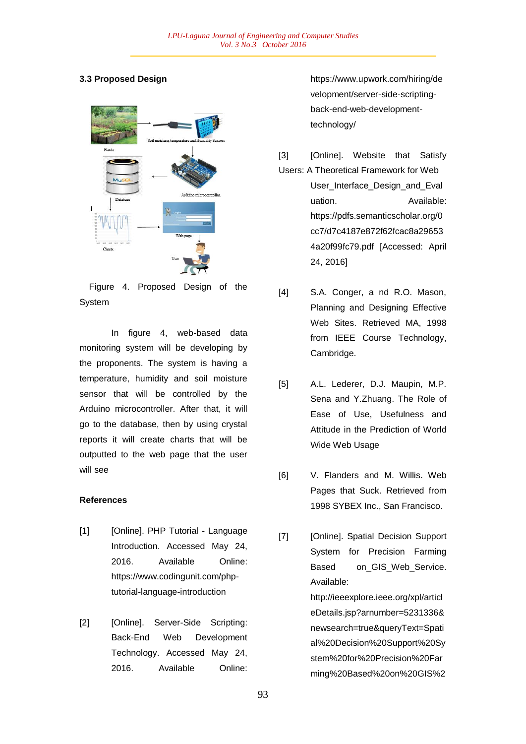### 3.3 Proposed Design

Figure 4. Proposed Design of the System

In figure 4, web-based data monitoring system will be developing by the proponents. The system is having a temperature, humidity and soil moisture sensor that will be controlled by the Arduino microcontroller. After that, it will go to the database, then by using crystal reports it will create charts that will be outputted to the web page that the user will see

### References

[1] [Online]. PHP Tutorial - Language Introduction. Accessed May 24, 2016. Available Online: https://www.codingunit.com/php-tutorial-language-introduction

[2] [Online]. Server-Side Scripting: Back-End Web Development Technology. Accessed May 24, 2016. Available Online: https://www.upwork.com/hiring/development/server-side-scripting-back-end-web-development-technology/

[3] [Online]. Website that Satisfy Users: A Theoretical Framework for Web User_Interface_Design_and_Evaluation. Available: https://pdfs.semanticscholar.org/0cc7/d7c4187e872f62fcac8a296534a20f99fc79.pdf [Accessed: April 24, 2016]

[4] S.A. Conger, a nd R.O. Mason, Planning and Designing Effective Web Sites. Retrieved MA, 1998 from IEEE Course Technology, Cambridge.

[5] A.L. Lederer, D.J. Maupin, M.P. Sena and Y.Zhuang. The Role of Ease of Use, Usefulness and Attitude in the Prediction of World Wide Web Usage

[6] V. Flanders and M. Willis. Web Pages that Suck. Retrieved from 1998 SYBEX Inc., San Francisco.

[7] [Online]. Spatial Decision Support System for Precision Farming Based on_GIS_Web_Service. Available: http://ieeexplore.ieee.org/xpl/articleDetails.jsp?arnumber=5231336&newsearch=true&queryText=Spatial%20Decision%20Support%20System%20for%20Precision%20Farming%20Based%20on%20GIS%2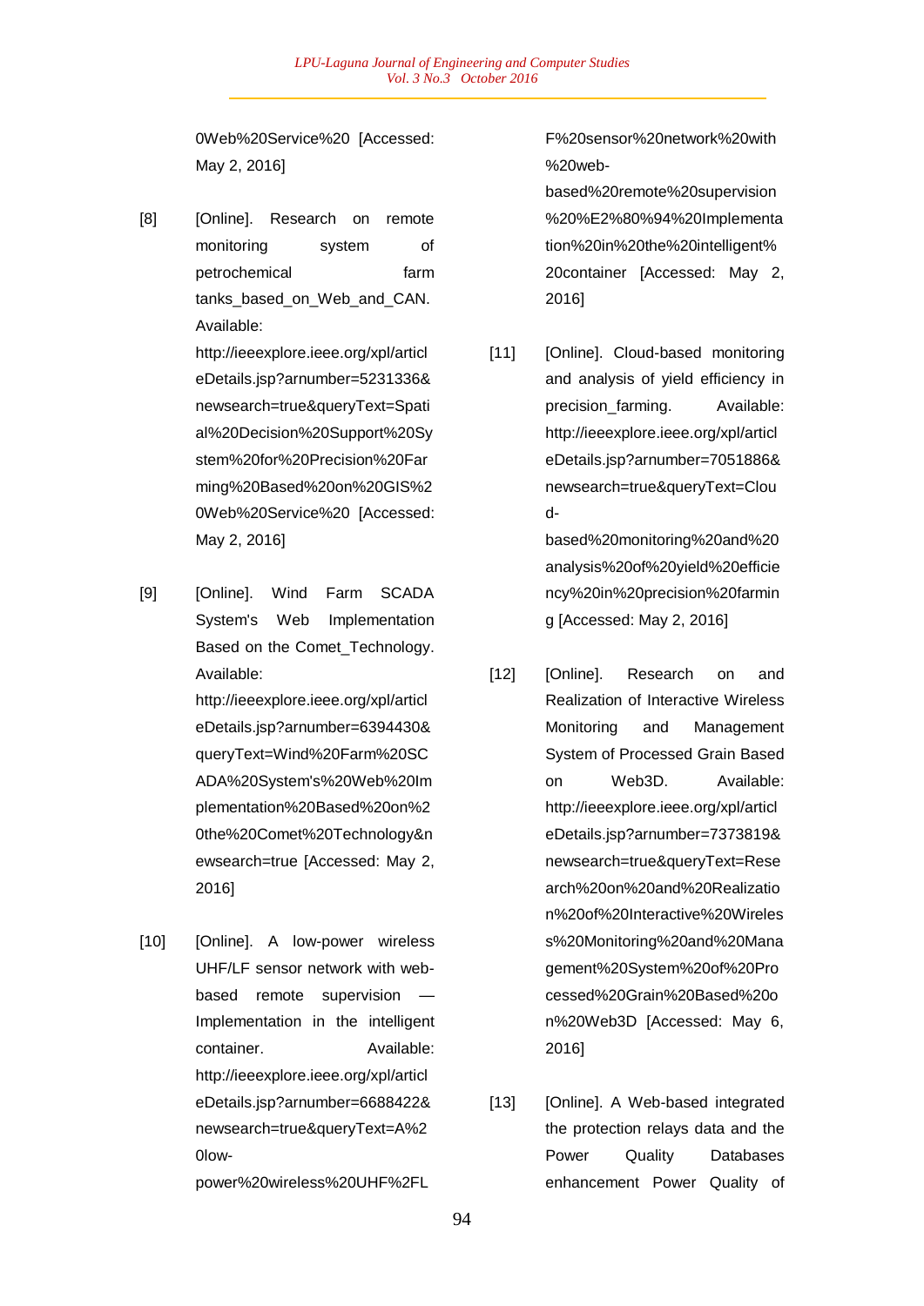0Web%20Service%20 [Accessed: May 2, 2016]

[8] [Online]. Research on remote monitoring system of petrochemical farm tanks_based_on_Web_and_CAN. Available: http://ieeexplore.ieee.org/xpl/articleDetails.jsp?arnumber=5231336&newsearch=true&queryText=Spatial%20Decision%20Support%20System%20for%20Precision%20Farming%20Based%20on%20GIS%20Web%20Service%20 [Accessed: May 2, 2016]

[9] [Online]. Wind Farm SCADA System's Web Implementation Based on the Comet_Technology. Available: http://ieeexplore.ieee.org/xpl/articleDetails.jsp?arnumber=6394430&queryText=Wind%20Farm%20SCADA%20System's%20Web%20Implementation%20Based%20on%20the%20Comet%20Technology&newsearch=true [Accessed: May 2, 2016]

[10] [Online]. A low-power wireless UHF/LF sensor network with web-based remote supervision — Implementation in the intelligent container. Available: http://ieeexplore.ieee.org/xpl/articleDetails.jsp?arnumber=6688422&newsearch=true&queryText=A%20low-power%20wireless%20UHF%2FLF%20sensor%20network%20with%20web-based%20remote%20supervision%20%E2%80%94%20Implementation%20in%20the%20intelligent%20container [Accessed: May 2, 2016]

[11] [Online]. Cloud-based monitoring and analysis of yield efficiency in precision_farming. Available: http://ieeexplore.ieee.org/xpl/articleDetails.jsp?arnumber=7051886&newsearch=true&queryText=Cloud-based%20monitoring%20and%20analysis%20of%20yield%20efficiency%20in%20precision%20farming [Accessed: May 2, 2016]

[12] [Online]. Research on and Realization of Interactive Wireless Monitoring and Management System of Processed Grain Based on Web3D. Available: http://ieeexplore.ieee.org/xpl/articleDetails.jsp?arnumber=7373819&newsearch=true&queryText=Research%20on%20and%20Realization%20of%20Interactive%20Wireless%20Monitoring%20and%20Management%20System%20of%20Processed%20Grain%20Based%20on%20Web3D [Accessed: May 6, 2016]

[13] [Online]. A Web-based integrated the protection relays data and the Power Quality Databases enhancement Power Quality of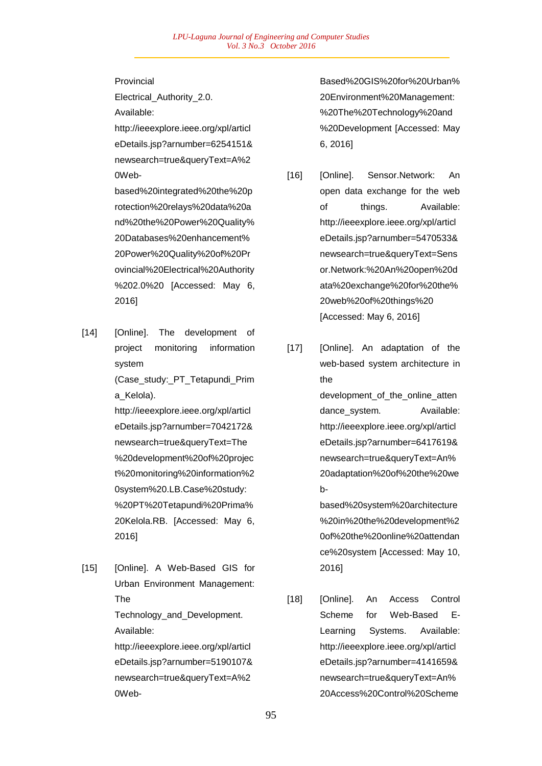Provincial Electrical_Authority_2.0. Available: http://ieeexplore.ieee.org/xpl/articleDetails.jsp?arnumber=6254151&newsearch=true&queryText=A%20Web-based%20integrated%20the%20protection%20relays%20data%20and%20the%20Power%20Quality%20Databases%20enhancement%20Power%20Quality%20of%20Provincial%20Electrical%20Authority%202.0%20 [Accessed: May 6, 2016]

[14] [Online]. The development of project monitoring information system (Case_study:_PT_Tetapundi_Prima_Kelola). http://ieeexplore.ieee.org/xpl/articleDetails.jsp?arnumber=7042172&newsearch=true&queryText=The%20development%20of%20project%20monitoring%20information%20system%20.LB.Case%20study:%20PT%20Tetapundi%20Prima%20Kelola.RB. [Accessed: May 6, 2016]

[15] [Online]. A Web-Based GIS for Urban Environment Management: The Technology_and_Development. Available: http://ieeexplore.ieee.org/xpl/articleDetails.jsp?arnumber=5190107&newsearch=true&queryText=A%20Web-Based%20GIS%20for%20Urban%20Environment%20Management:%20The%20Technology%20and%20Development [Accessed: May 6, 2016]

[16] [Online]. Sensor.Network: An open data exchange for the web of things. Available: http://ieeexplore.ieee.org/xpl/articleDetails.jsp?arnumber=5470533&newsearch=true&queryText=Sensor.Network:%20An%20open%20data%20exchange%20for%20the%20web%20of%20things%20 [Accessed: May 6, 2016]

[17] [Online]. An adaptation of the web-based system architecture in the development_of_the_online_attendance_system. Available: http://ieeexplore.ieee.org/xpl/articleDetails.jsp?arnumber=6417619&newsearch=true&queryText=An%20adaptation%20of%20the%20web-based%20system%20architecture%20in%20the%20development%20of%20the%20online%20attendance%20system [Accessed: May 10, 2016]

[18] [Online]. An Access Control Scheme for Web-Based E-Learning Systems. Available: http://ieeexplore.ieee.org/xpl/articleDetails.jsp?arnumber=4141659&newsearch=true&queryText=An%20Access%20Control%20Scheme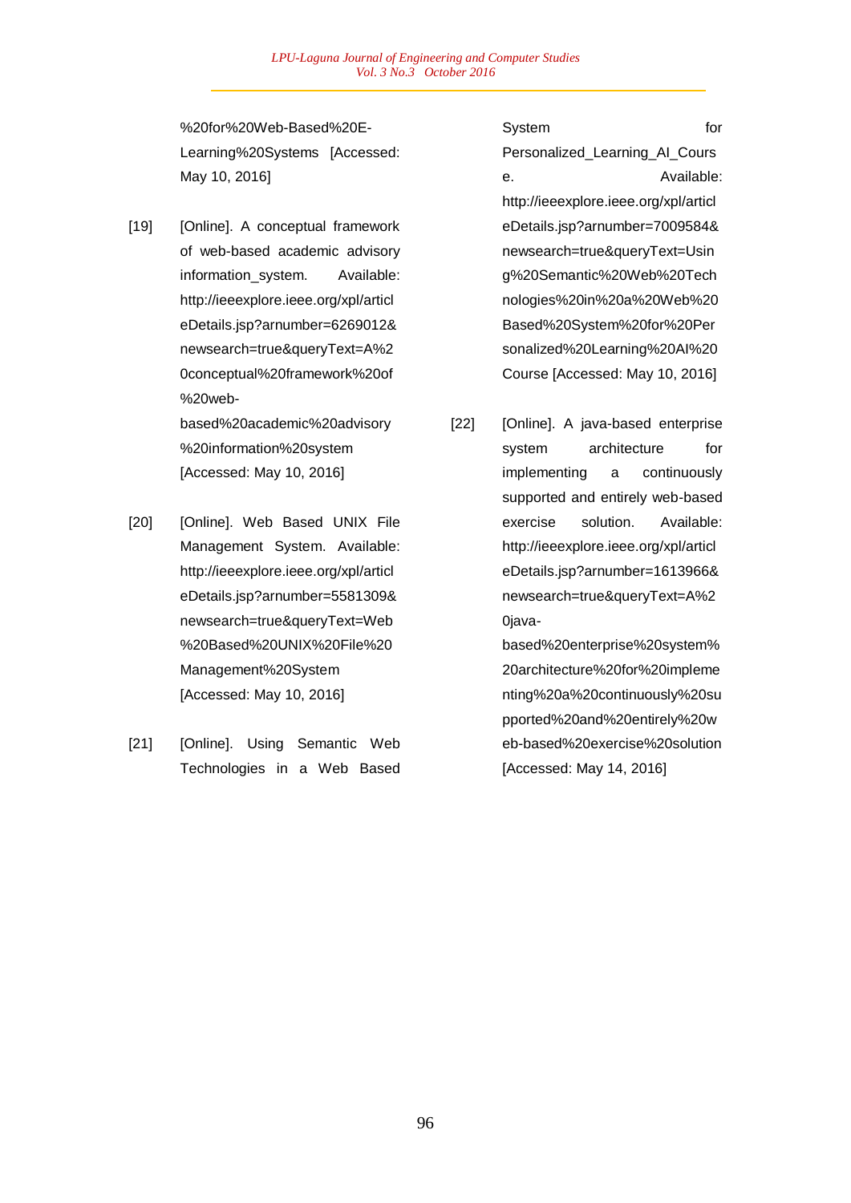%20for%20Web-Based%20E-Learning%20Systems [Accessed: May 10, 2016]

[19] [Online]. A conceptual framework of web-based academic advisory information_system. Available: http://ieeexplore.ieee.org/xpl/articleDetails.jsp?arnumber=6269012&newsearch=true&queryText=A%20conceptual%20framework%20of%20web-based%20academic%20advisory%20information%20system [Accessed: May 10, 2016]

[20] [Online]. Web Based UNIX File Management System. Available: http://ieeexplore.ieee.org/xpl/articleDetails.jsp?arnumber=5581309&newsearch=true&queryText=Web%20Based%20UNIX%20File%20Management%20System [Accessed: May 10, 2016]

[21] [Online]. Using Semantic Web Technologies in a Web Based System for Personalized_Learning_AI_Course. Available: http://ieeexplore.ieee.org/xpl/articleDetails.jsp?arnumber=7009584&newsearch=true&queryText=Using%20Semantic%20Web%20Technologies%20in%20a%20Web%20Based%20System%20for%20Personalized%20Learning%20AI%20Course [Accessed: May 10, 2016]

[22] [Online]. A java-based enterprise system architecture for implementing a continuously supported and entirely web-based exercise solution. Available: http://ieeexplore.ieee.org/xpl/articleDetails.jsp?arnumber=1613966&newsearch=true&queryText=A%20java-based%20enterprise%20system%20architecture%20for%20implementing%20a%20continuously%20supported%20and%20entirely%20web-based%20exercise%20solution [Accessed: May 14, 2016]